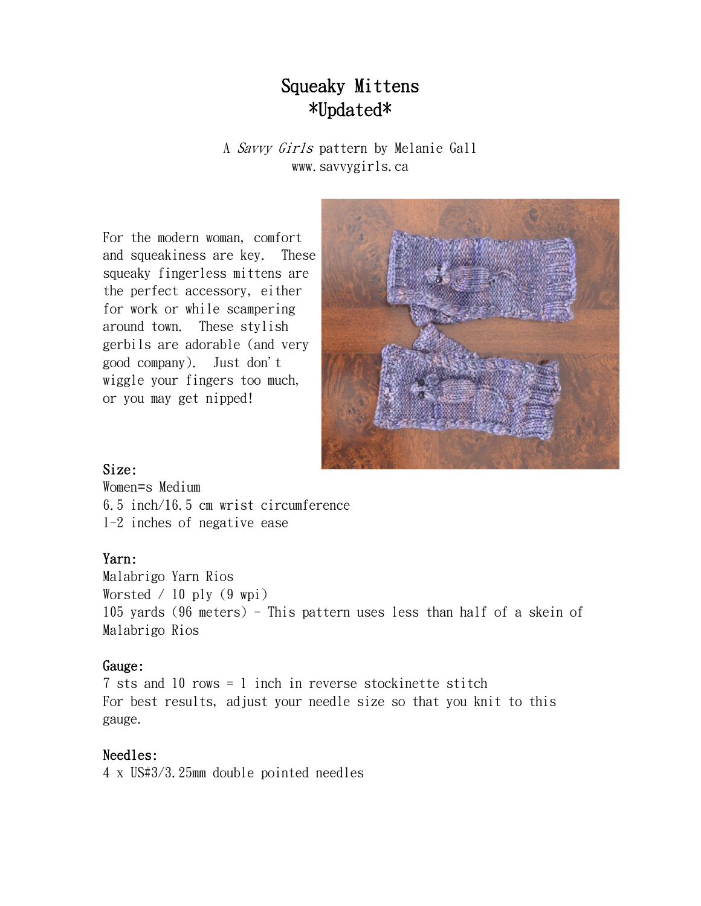# Squeaky Mittens
## *Updated*

A *Savvy Girls* pattern by Melanie Gall
www.savvygirls.ca

For the modern woman, comfort and squeakiness are key. These squeaky fingerless mittens are the perfect accessory, either for work or while scampering around town. These stylish gerbils are adorable (and very good company). Just don't wiggle your fingers too much, or you may get nipped!

**Size:**
Women=s Medium
6.5 inch/16.5 cm wrist circumference
1-2 inches of negative ease

**Yarn:**
Malabrigo Yarn Rios
Worsted / 10 ply (9 wpi)
105 yards (96 meters) - This pattern uses less than half of a skein of Malabrigo Rios

**Gauge:**
7 sts and 10 rows = 1 inch in reverse stockinette stitch
For best results, adjust your needle size so that you knit to this gauge.

**Needles:**
4 x US#3/3.25mm double pointed needles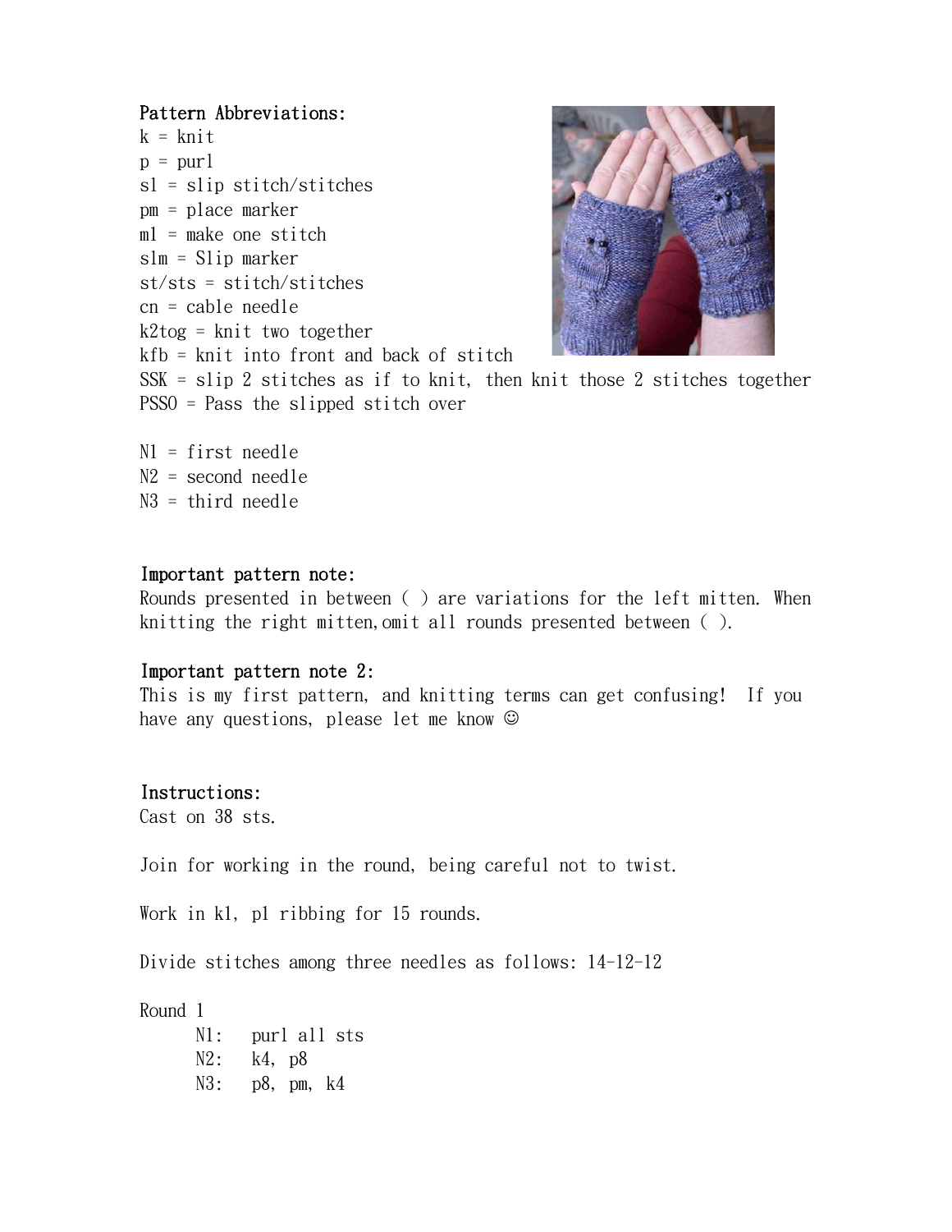### Pattern Abbreviations:

k = knit
p = purl
sl = slip stitch/stitches
pm = place marker
m1 = make one stitch
slm = Slip marker
st/sts = stitch/stitches
cn = cable needle
k2tog = knit two together
kfb = knit into front and back of stitch
SSK = slip 2 stitches as if to knit, then knit those 2 stitches together
PSSO = Pass the slipped stitch over

N1 = first needle
N2 = second needle
N3 = third needle

### Important pattern note:

Rounds presented in between ( ) are variations for the left mitten. When knitting the right mitten,omit all rounds presented between ( ).

### Important pattern note 2:

This is my first pattern, and knitting terms can get confusing! If you have any questions, please let me know ☺

### Instructions:

Cast on 38 sts.

Join for working in the round, being careful not to twist.

Work in k1, p1 ribbing for 15 rounds.

Divide stitches among three needles as follows: 14-12-12

Round 1

- N1: purl all sts
- N2: k4, p8
- N3: p8, pm, k4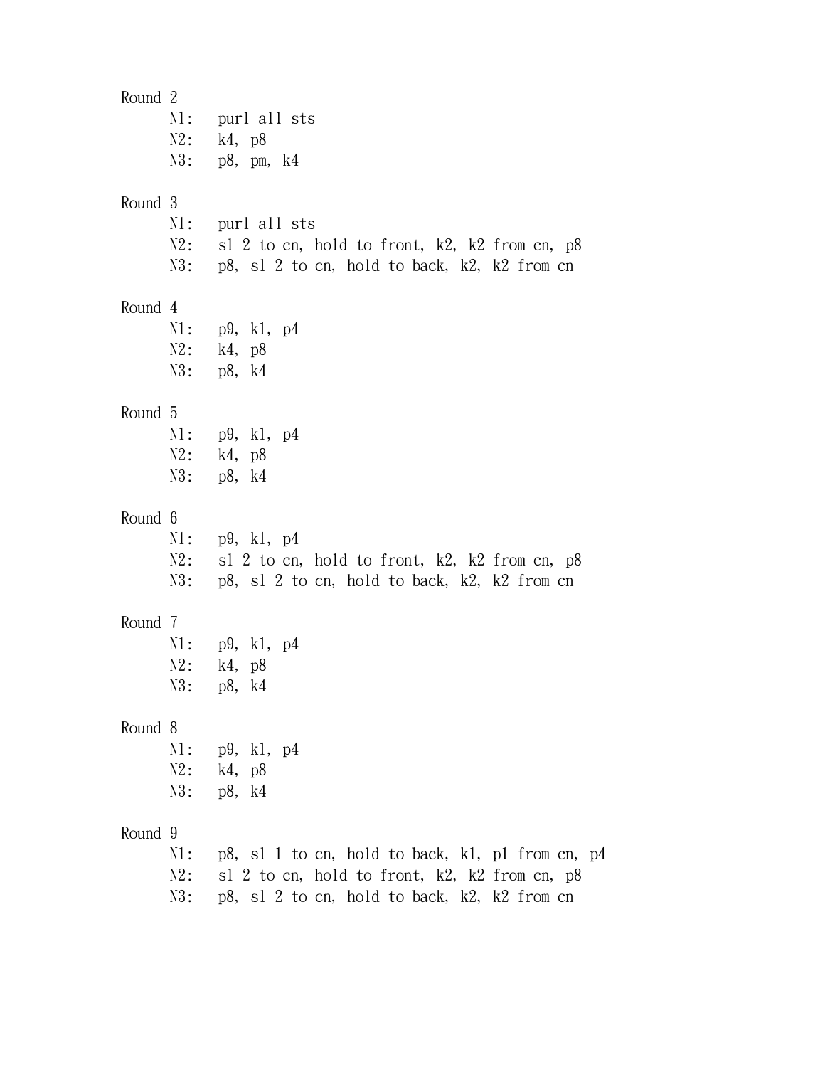Round 2

- N1: purl all sts
- N2: k4, p8
- N3: p8, pm, k4

Round 3

- N1: purl all sts
- N2: sl 2 to cn, hold to front, k2, k2 from cn, p8
- N3: p8, sl 2 to cn, hold to back, k2, k2 from cn

Round 4

- N1: p9, k1, p4
- N2: k4, p8
- N3: p8, k4

Round 5

- N1: p9, k1, p4
- N2: k4, p8
- N3: p8, k4

Round 6

- N1: p9, k1, p4
- N2: sl 2 to cn, hold to front, k2, k2 from cn, p8
- N3: p8, sl 2 to cn, hold to back, k2, k2 from cn

Round 7

- N1: p9, k1, p4
- N2: k4, p8
- N3: p8, k4

Round 8

- N1: p9, k1, p4
- N2: k4, p8
- N3: p8, k4

Round 9

- N1: p8, sl 1 to cn, hold to back, k1, p1 from cn, p4
- N2: sl 2 to cn, hold to front, k2, k2 from cn, p8
- N3: p8, sl 2 to cn, hold to back, k2, k2 from cn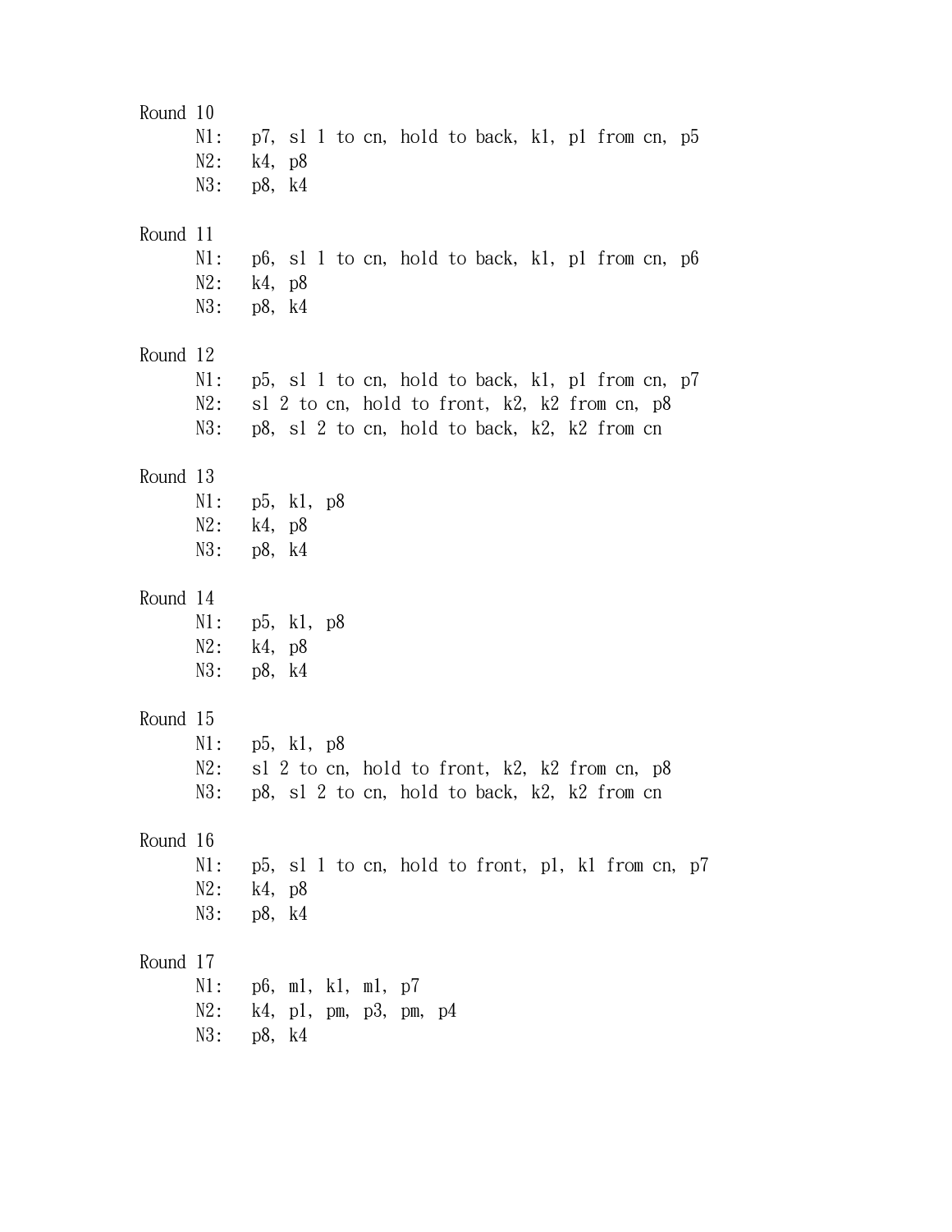Round 10

N1: p7, sl 1 to cn, hold to back, k1, p1 from cn, p5
N2: k4, p8
N3: p8, k4

Round 11

N1: p6, sl 1 to cn, hold to back, k1, p1 from cn, p6
N2: k4, p8
N3: p8, k4

Round 12

N1: p5, sl 1 to cn, hold to back, k1, p1 from cn, p7
N2: sl 2 to cn, hold to front, k2, k2 from cn, p8
N3: p8, sl 2 to cn, hold to back, k2, k2 from cn

Round 13

N1: p5, k1, p8
N2: k4, p8
N3: p8, k4

Round 14

N1: p5, k1, p8
N2: k4, p8
N3: p8, k4

Round 15

N1: p5, k1, p8
N2: sl 2 to cn, hold to front, k2, k2 from cn, p8
N3: p8, sl 2 to cn, hold to back, k2, k2 from cn

Round 16

N1: p5, sl 1 to cn, hold to front, p1, k1 from cn, p7
N2: k4, p8
N3: p8, k4

Round 17

N1: p6, m1, k1, m1, p7
N2: k4, p1, pm, p3, pm, p4
N3: p8, k4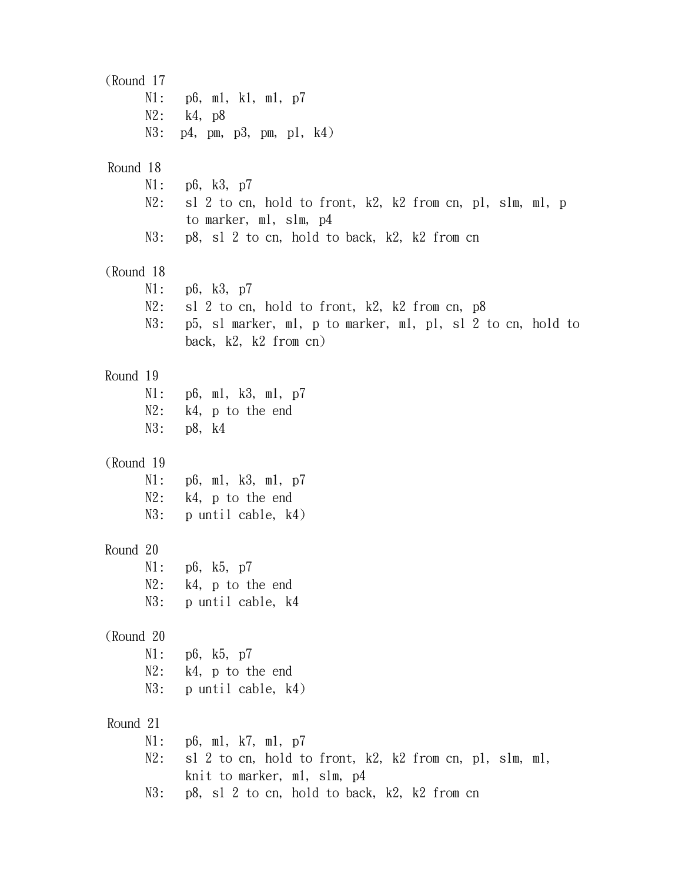(Round 17
- N1: p6, m1, k1, m1, p7
- N2: k4, p8
- N3: p4, pm, p3, pm, p1, k4)

Round 18
- N1: p6, k3, p7
- N2: sl 2 to cn, hold to front, k2, k2 from cn, p1, slm, m1, p to marker, m1, slm, p4
- N3: p8, sl 2 to cn, hold to back, k2, k2 from cn

(Round 18
- N1: p6, k3, p7
- N2: sl 2 to cn, hold to front, k2, k2 from cn, p8
- N3: p5, sl marker, m1, p to marker, m1, p1, sl 2 to cn, hold to back, k2, k2 from cn)

Round 19
- N1: p6, m1, k3, m1, p7
- N2: k4, p to the end
- N3: p8, k4

(Round 19
- N1: p6, m1, k3, m1, p7
- N2: k4, p to the end
- N3: p until cable, k4)

Round 20
- N1: p6, k5, p7
- N2: k4, p to the end
- N3: p until cable, k4

(Round 20
- N1: p6, k5, p7
- N2: k4, p to the end
- N3: p until cable, k4)

Round 21
- N1: p6, m1, k7, m1, p7
- N2: sl 2 to cn, hold to front, k2, k2 from cn, p1, slm, m1, knit to marker, m1, slm, p4
- N3: p8, sl 2 to cn, hold to back, k2, k2 from cn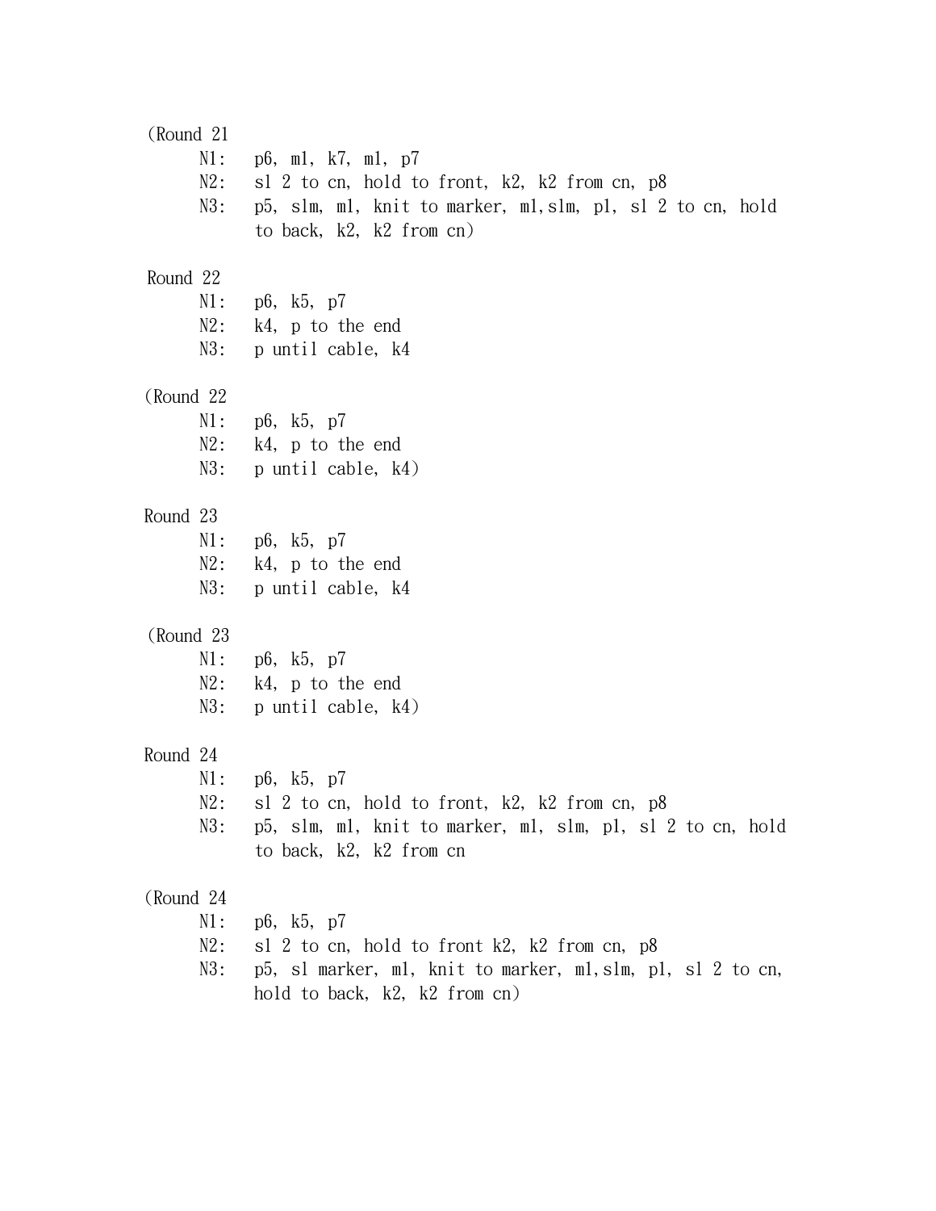(Round 21

N1: p6, m1, k7, m1, p7

N2: sl 2 to cn, hold to front, k2, k2 from cn, p8

N3: p5, slm, m1, knit to marker, m1,slm, p1, sl 2 to cn, hold to back, k2, k2 from cn)

Round 22

N1: p6, k5, p7

N2: k4, p to the end

N3: p until cable, k4

(Round 22

N1: p6, k5, p7

N2: k4, p to the end

N3: p until cable, k4)

Round 23

N1: p6, k5, p7

N2: k4, p to the end

N3: p until cable, k4

(Round 23

N1: p6, k5, p7

N2: k4, p to the end

N3: p until cable, k4)

Round 24

N1: p6, k5, p7

N2: sl 2 to cn, hold to front, k2, k2 from cn, p8

N3: p5, slm, m1, knit to marker, m1, slm, p1, sl 2 to cn, hold to back, k2, k2 from cn

(Round 24

N1: p6, k5, p7

N2: sl 2 to cn, hold to front k2, k2 from cn, p8

N3: p5, sl marker, m1, knit to marker, m1,slm, p1, sl 2 to cn, hold to back, k2, k2 from cn)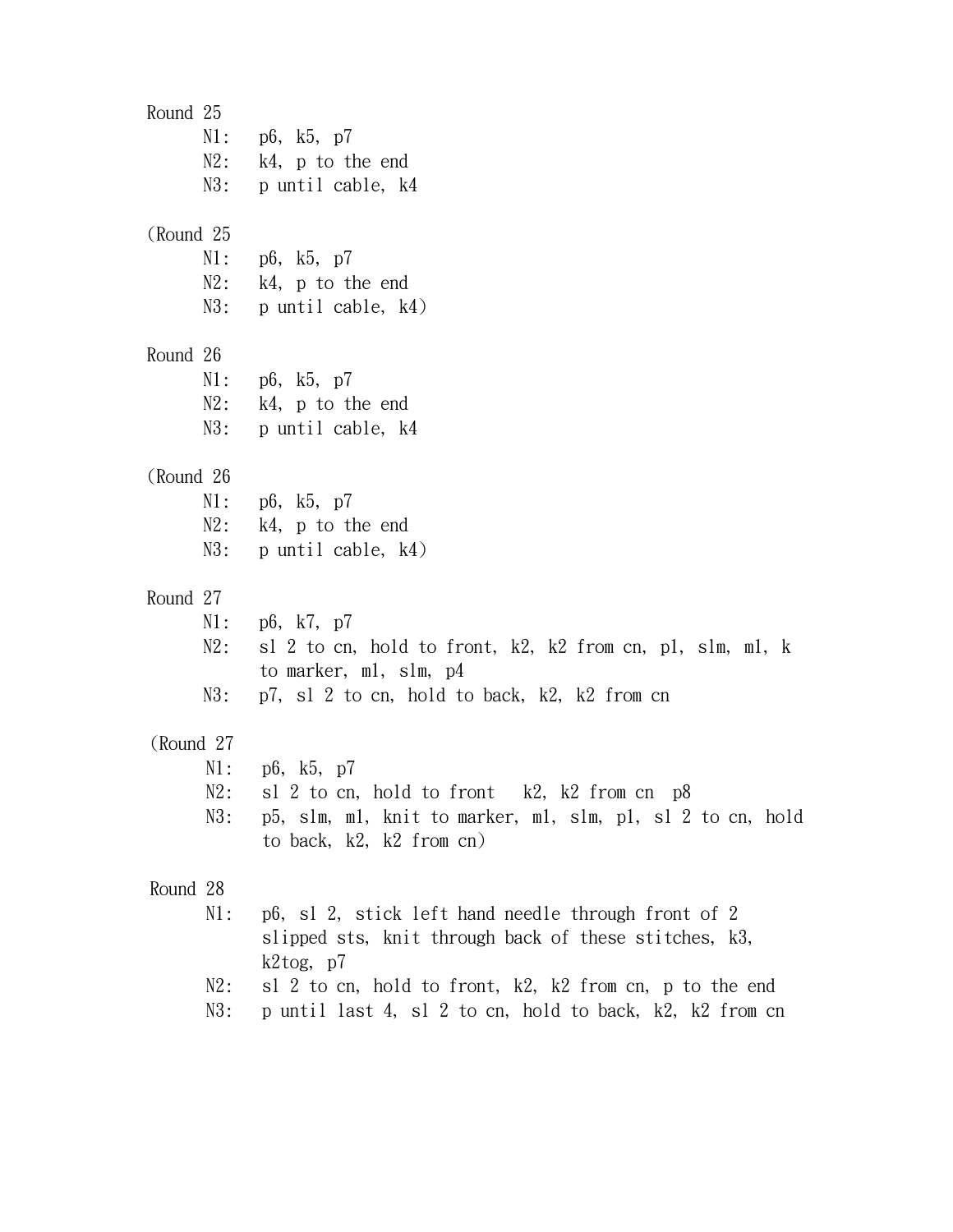Round 25

N1: p6, k5, p7

N2: k4, p to the end

N3: p until cable, k4

(Round 25

N1: p6, k5, p7

N2: k4, p to the end

N3: p until cable, k4)

Round 26

N1: p6, k5, p7

N2: k4, p to the end

N3: p until cable, k4

(Round 26

N1: p6, k5, p7

N2: k4, p to the end

N3: p until cable, k4)

Round 27

N1: p6, k7, p7

N2: sl 2 to cn, hold to front, k2, k2 from cn, p1, slm, m1, k to marker, m1, slm, p4

N3: p7, sl 2 to cn, hold to back, k2, k2 from cn

(Round 27

N1: p6, k5, p7

N2: sl 2 to cn, hold to front  k2, k2 from cn  p8

N3: p5, slm, m1, knit to marker, m1, slm, p1, sl 2 to cn, hold to back, k2, k2 from cn)

Round 28

N1: p6, sl 2, stick left hand needle through front of 2 slipped sts, knit through back of these stitches, k3, k2tog, p7

N2: sl 2 to cn, hold to front, k2, k2 from cn, p to the end

N3: p until last 4, sl 2 to cn, hold to back, k2, k2 from cn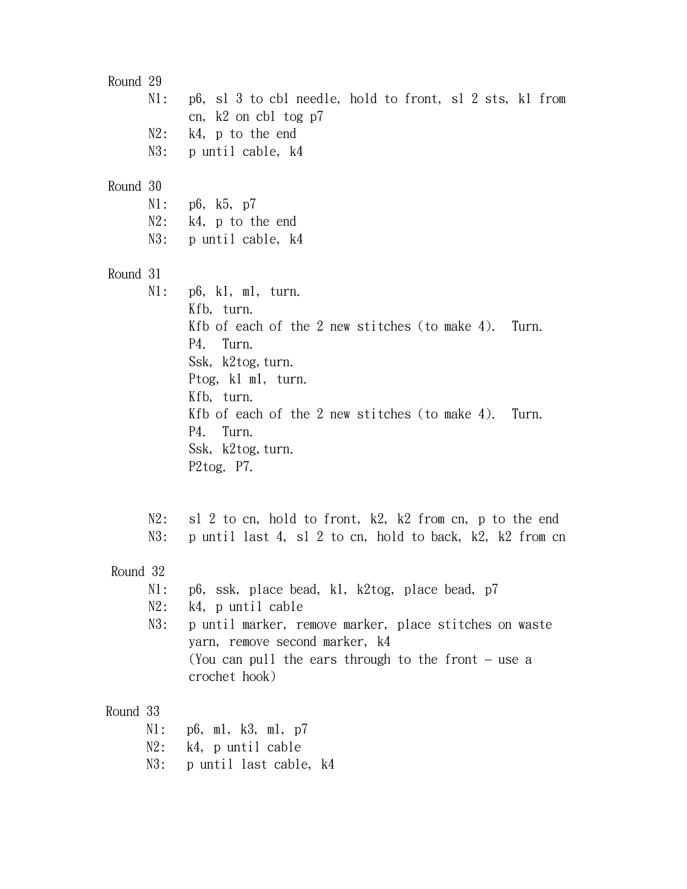Round 29

N1: p6, sl 3 to cbl needle, hold to front, sl 2 sts, k1 from cn, k2 on cbl tog p7

N2: k4, p to the end

N3: p until cable, k4

Round 30

N1: p6, k5, p7

N2: k4, p to the end

N3: p until cable, k4

Round 31

N1: p6, k1, m1, turn.
Kfb, turn.
Kfb of each of the 2 new stitches (to make 4). Turn.
P4. Turn.
Ssk, k2tog, turn.
Ptog, k1 m1, turn.
Kfb, turn.
Kfb of each of the 2 new stitches (to make 4). Turn.
P4. Turn.
Ssk, k2tog, turn.
P2tog. P7.

N2: sl 2 to cn, hold to front, k2, k2 from cn, p to the end

N3: p until last 4, sl 2 to cn, hold to back, k2, k2 from cn

Round 32

N1: p6, ssk, place bead, k1, k2tog, place bead, p7

N2: k4, p until cable

N3: p until marker, remove marker, place stitches on waste yarn, remove second marker, k4
(You can pull the ears through to the front – use a crochet hook)

Round 33

N1: p6, m1, k3, m1, p7

N2: k4, p until cable

N3: p until last cable, k4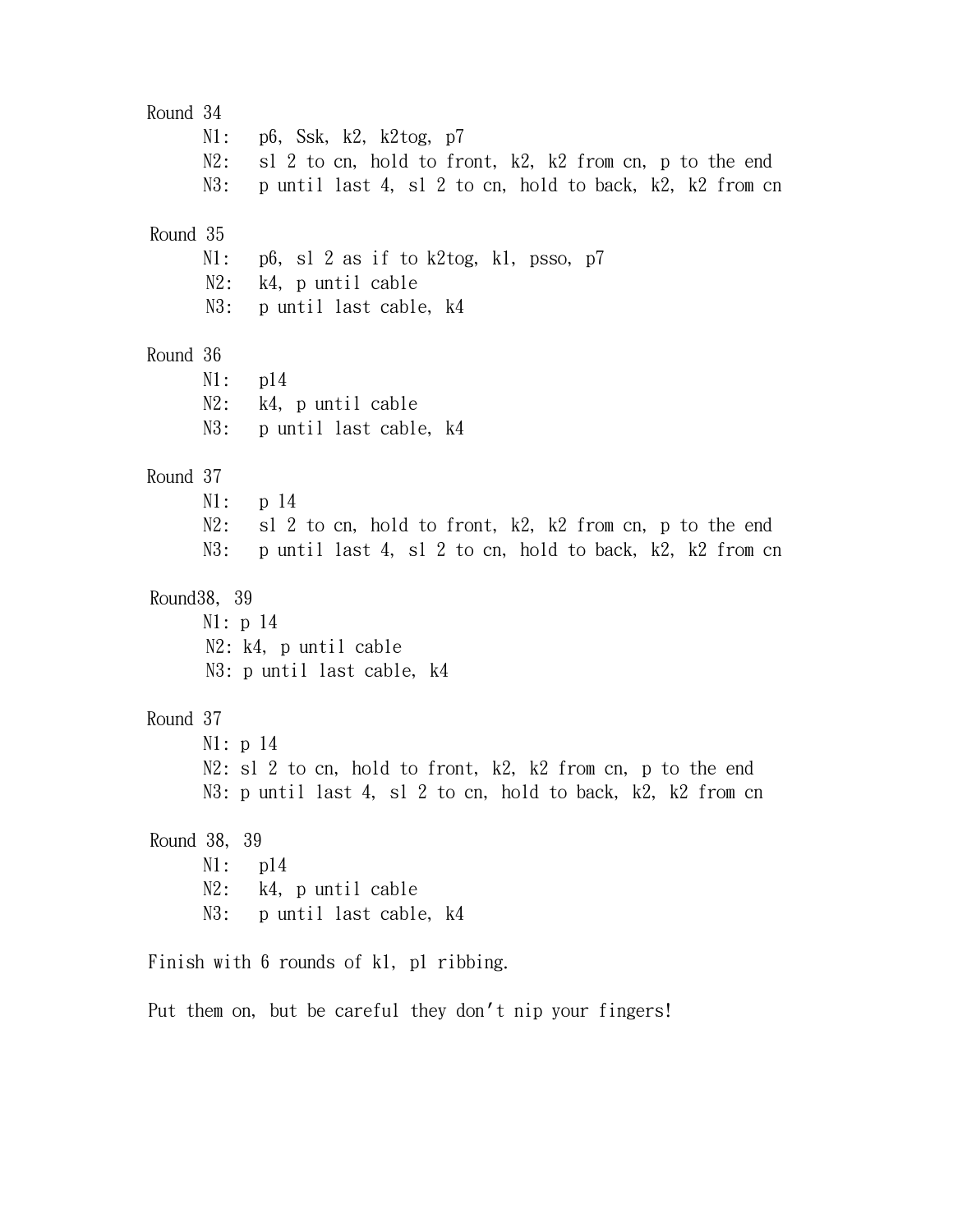Round 34

N1: p6, Ssk, k2, k2tog, p7
N2: sl 2 to cn, hold to front, k2, k2 from cn, p to the end
N3: p until last 4, sl 2 to cn, hold to back, k2, k2 from cn

Round 35

N1: p6, sl 2 as if to k2tog, k1, psso, p7
N2: k4, p until cable
N3: p until last cable, k4

Round 36

N1: p14
N2: k4, p until cable
N3: p until last cable, k4

Round 37

N1: p 14
N2: sl 2 to cn, hold to front, k2, k2 from cn, p to the end
N3: p until last 4, sl 2 to cn, hold to back, k2, k2 from cn

Round38, 39

N1: p 14
N2: k4, p until cable
N3: p until last cable, k4

Round 37

N1: p 14
N2: sl 2 to cn, hold to front, k2, k2 from cn, p to the end
N3: p until last 4, sl 2 to cn, hold to back, k2, k2 from cn

Round 38, 39

N1: p14
N2: k4, p until cable
N3: p until last cable, k4

Finish with 6 rounds of k1, p1 ribbing.

Put them on, but be careful they don't nip your fingers!